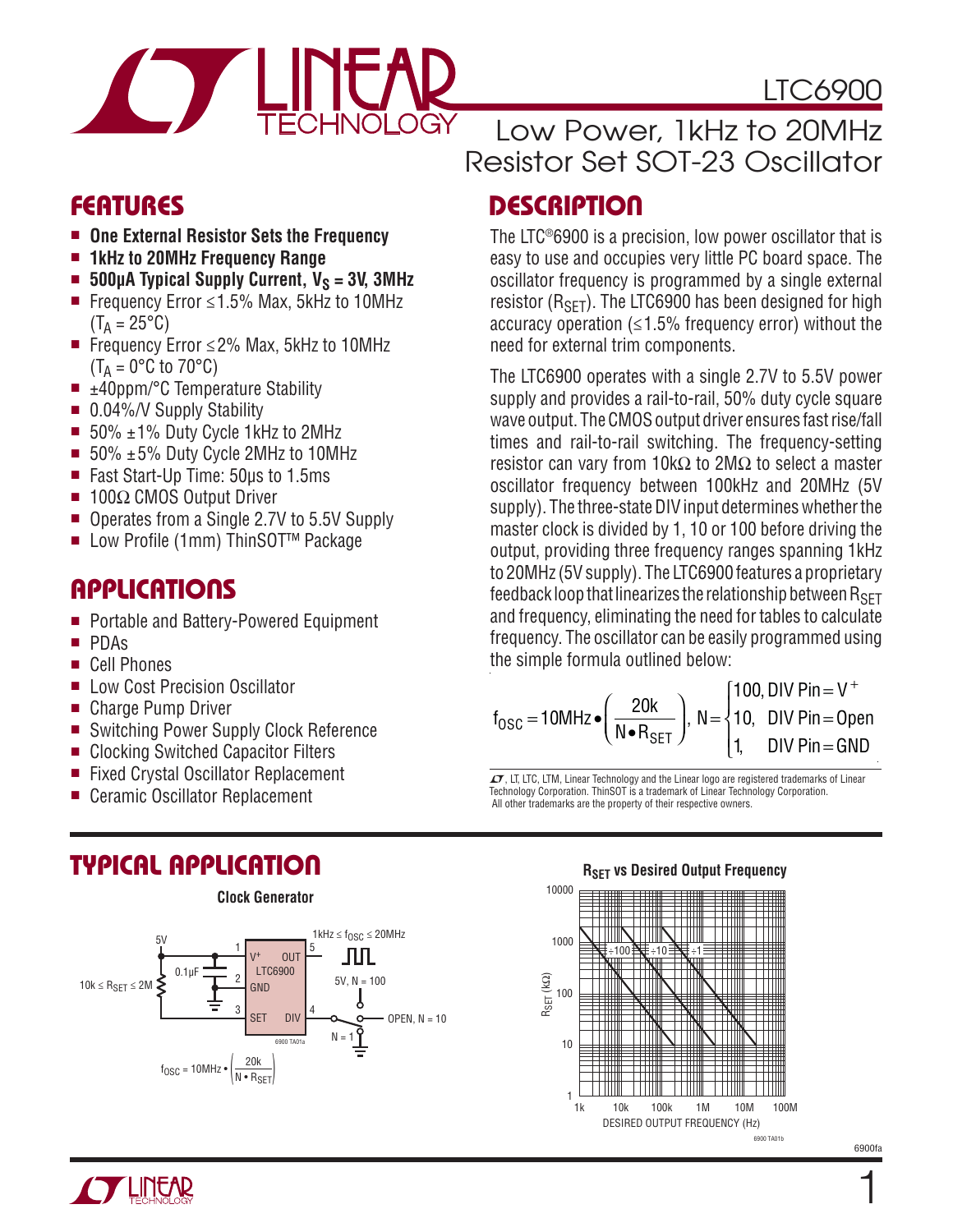# LTC6900

## Low Power, 1kHz to 20MHz Resistor Set SOT-23 Oscillator

## FEATURES

- **One External Resistor Sets the Frequency**
- **1kHz to 20MHz Frequency Range**
- **500µA Typical Supply Current, $V_S$ = 3V, 3MHz**
- Frequency Error ≤1.5% Max, 5kHz to 10MHz ($T_A$ = 25°C)
- Frequency Error ≤2% Max, 5kHz to 10MHz ($T_A$ = 0°C to 70°C)
- ±40ppm/°C Temperature Stability
- 0.04%/V Supply Stability
- 50% ±1% Duty Cycle 1kHz to 2MHz
- 50% ±5% Duty Cycle 2MHz to 10MHz
- Fast Start-Up Time: 50µs to 1.5ms
- 100Ω CMOS Output Driver
- Operates from a Single 2.7V to 5.5V Supply
- Low Profile (1mm) ThinSOT™ Package

## APPLICATIONS

- Portable and Battery-Powered Equipment
- PDAs
- Cell Phones
- Low Cost Precision Oscillator
- Charge Pump Driver
- Switching Power Supply Clock Reference
- Clocking Switched Capacitor Filters
- Fixed Crystal Oscillator Replacement
- Ceramic Oscillator Replacement

## DESCRIPTION

The LTC®6900 is a precision, low power oscillator that is easy to use and occupies very little PC board space. The oscillator frequency is programmed by a single external resistor ($R_{SET}$). The LTC6900 has been designed for high accuracy operation (≤1.5% frequency error) without the need for external trim components.

The LTC6900 operates with a single 2.7V to 5.5V power supply and provides a rail-to-rail, 50% duty cycle square wave output. The CMOS output driver ensures fast rise/fall times and rail-to-rail switching. The frequency-setting resistor can vary from 10kΩ to 2MΩ to select a master oscillator frequency between 100kHz and 20MHz (5V supply). The three-state DIV input determines whether the master clock is divided by 1, 10 or 100 before driving the output, providing three frequency ranges spanning 1kHz to 20MHz (5V supply). The LTC6900 features a proprietary feedback loop that linearizes the relationship between $R_{SET}$ and frequency, eliminating the need for tables to calculate frequency. The oscillator can be easily programmed using the simple formula outlined below:

$$f_{OSC} = 10\text{MHz} \bullet \left( \frac{20k}{N \bullet R_{SET}} \right), \ N = \begin{cases} 100, & \text{DIV Pin} = V^+ \\ 10, & \text{DIV Pin} = \text{Open} \\ 1, & \text{DIV Pin} = \text{GND} \end{cases}$$

LT, LTC, LTM, Linear Technology and the Linear logo are registered trademarks of Linear Technology Corporation. ThinSOT is a trademark of Linear Technology Corporation. All other trademarks are the property of their respective owners.

## TYPICAL APPLICATION

**Clock Generator**

5V; 0.1µF; $10k \le R_{SET} \le 2M$; LTC6900 pins: 1 $V^+$, 2 GND, 3 SET, 4 DIV, 5 OUT; $1kHz \le f_{OSC} \le 20MHz$; 5V, N = 100; OPEN, N = 10; N = 1

$$f_{OSC} = 10\text{MHz} \bullet \left( \frac{20k}{N \bullet R_{SET}} \right)$$

**$R_{SET}$ vs Desired Output Frequency**

Y-axis: $R_{SET}$ (kΩ), 1 to 10000; X-axis: DESIRED OUTPUT FREQUENCY (Hz), 1k to 100M; curves: ÷100, ÷10, ÷1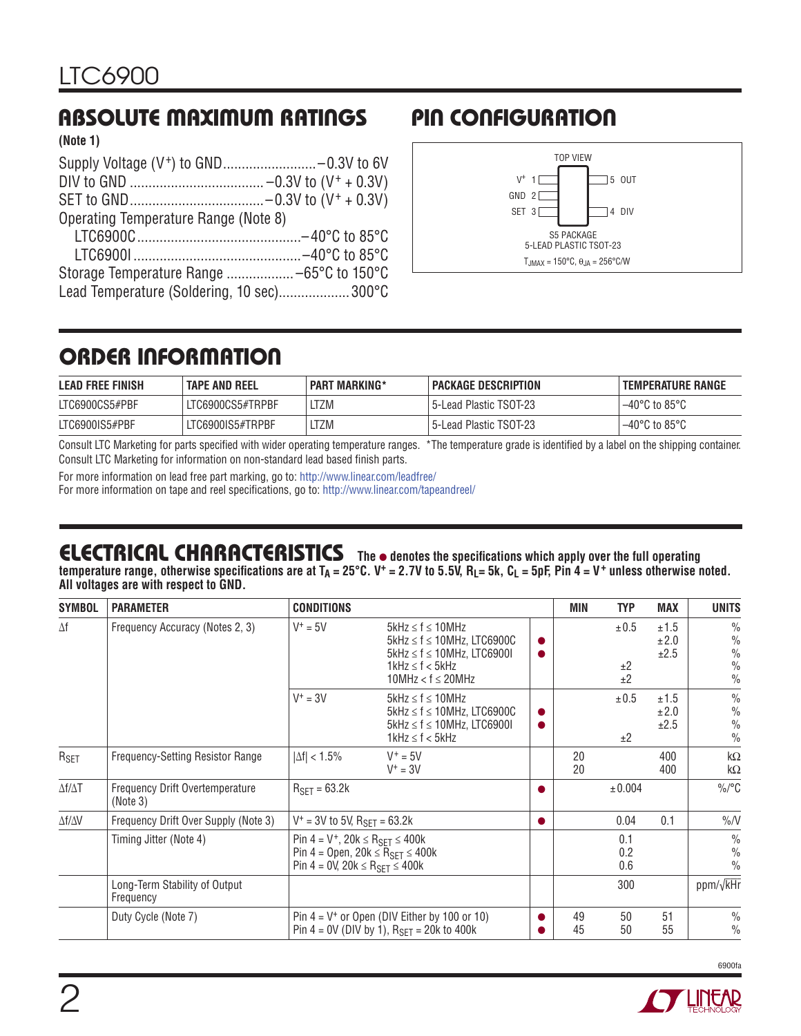## ABSOLUTE MAXIMUM RATINGS

**(Note 1)**

Supply Voltage ($V^+$) to GND ........................ –0.3V to 6V
DIV to GND .................................... –0.3V to ($V^+$ + 0.3V)
SET to GND .................................... –0.3V to ($V^+$ + 0.3V)
Operating Temperature Range (Note 8)
 LTC6900C ............................................ –40°C to 85°C
 LTC6900I ............................................. –40°C to 85°C
Storage Temperature Range .................. –65°C to 150°C
Lead Temperature (Soldering, 10 sec)................... 300°C

## PIN CONFIGURATION

TOP VIEW

$V^+$ 1 — 5 OUT
GND 2
SET 3 — 4 DIV

S5 PACKAGE
5-LEAD PLASTIC TSOT-23

$T_{JMAX}$ = 150°C, $\theta_{JA}$ = 256°C/W

## ORDER INFORMATION

| LEAD FREE FINISH | TAPE AND REEL | PART MARKING* | PACKAGE DESCRIPTION | TEMPERATURE RANGE |
|---|---|---|---|---|
| LTC6900CS5#PBF | LTC6900CS5#TRPBF | LTZM | 5-Lead Plastic TSOT-23 | –40°C to 85°C |
| LTC6900IS5#PBF | LTC6900IS5#TRPBF | LTZM | 5-Lead Plastic TSOT-23 | –40°C to 85°C |

Consult LTC Marketing for parts specified with wider operating temperature ranges. *The temperature grade is identified by a label on the shipping container.
Consult LTC Marketing for information on non-standard lead based finish parts.

For more information on lead free part marking, go to: http://www.linear.com/leadfree/
For more information on tape and reel specifications, go to: http://www.linear.com/tapeandreel/

## ELECTRICAL CHARACTERISTICS

**The ● denotes the specifications which apply over the full operating temperature range, otherwise specifications are at $T_A$ = 25°C. $V^+$ = 2.7V to 5.5V, $R_L$ = 5k, $C_L$ = 5pF, Pin 4 = $V^+$ unless otherwise noted. All voltages are with respect to GND.**

| SYMBOL | PARAMETER | CONDITIONS | | | MIN | TYP | MAX | UNITS |
|---|---|---|---|---|---|---|---|---|
| $\Delta f$ | Frequency Accuracy (Notes 2, 3) | $V^+$ = 5V | 5kHz ≤ f ≤ 10MHz | | | ±0.5 | ±1.5 | % |
| | | | 5kHz ≤ f ≤ 10MHz, LTC6900C | ● | | | ±2.0 | % |
| | | | 5kHz ≤ f ≤ 10MHz, LTC6900I | ● | | | ±2.5 | % |
| | | | 1kHz ≤ f < 5kHz | | | ±2 | | % |
| | | | 10MHz < f ≤ 20MHz | | | ±2 | | % |
| | | $V^+$ = 3V | 5kHz ≤ f ≤ 10MHz | | | ±0.5 | ±1.5 | % |
| | | | 5kHz ≤ f ≤ 10MHz, LTC6900C | ● | | | ±2.0 | % |
| | | | 5kHz ≤ f ≤ 10MHz, LTC6900I | ● | | | ±2.5 | % |
| | | | 1kHz ≤ f < 5kHz | | | ±2 | | % |
| $R_{SET}$ | Frequency-Setting Resistor Range | $\|\Delta f\|$ < 1.5% | $V^+$ = 5V | | 20 | | 400 | kΩ |
| | | | $V^+$ = 3V | | 20 | | 400 | kΩ |
| $\Delta f/\Delta T$ | Frequency Drift Overtemperature (Note 3) | $R_{SET}$ = 63.2k | | ● | | ±0.004 | | %/°C |
| $\Delta f/\Delta V$ | Frequency Drift Over Supply (Note 3) | $V^+$ = 3V to 5V, $R_{SET}$ = 63.2k | | ● | | 0.04 | 0.1 | %/V |
| | Timing Jitter (Note 4) | Pin 4 = $V^+$, 20k ≤ $R_{SET}$ ≤ 400k | | | | 0.1 | | % |
| | | Pin 4 = Open, 20k ≤ $R_{SET}$ ≤ 400k | | | | 0.2 | | % |
| | | Pin 4 = 0V, 20k ≤ $R_{SET}$ ≤ 400k | | | | 0.6 | | % |
| | Long-Term Stability of Output Frequency | | | | | 300 | | ppm/√kHr |
| | Duty Cycle (Note 7) | Pin 4 = $V^+$ or Open (DIV Either by 100 or 10) | | ● | 49 | 50 | 51 | % |
| | | Pin 4 = 0V (DIV by 1), $R_{SET}$ = 20k to 400k | | ● | 45 | 50 | 55 | % |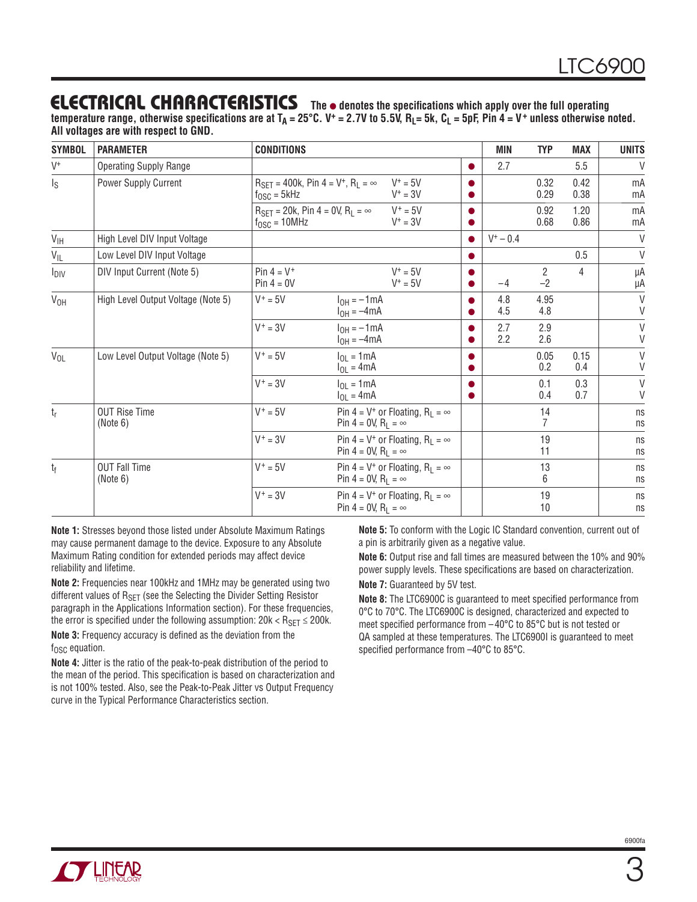## ELECTRICAL CHARACTERISTICS

**The ● denotes the specifications which apply over the full operating temperature range, otherwise specifications are at $T_A$ = 25°C. $V^+$ = 2.7V to 5.5V, $R_L$= 5k, $C_L$ = 5pF, Pin 4 = $V^+$ unless otherwise noted. All voltages are with respect to GND.**

| SYMBOL | PARAMETER | CONDITIONS | | | | MIN | TYP | MAX | UNITS |
|---|---|---|---|---|---|---|---|---|---|
| $V^+$ | Operating Supply Range | | | | ● | 2.7 | | 5.5 | V |
| $I_S$ | Power Supply Current | $R_{SET}$ = 400k, Pin 4 = $V^+$, $R_L$ = ∞, $f_{OSC}$ = 5kHz | | $V^+$ = 5V<br>$V^+$ = 3V | ●<br>● | | 0.32<br>0.29 | 0.42<br>0.38 | mA<br>mA |
| | | $R_{SET}$ = 20k, Pin 4 = 0V, $R_L$ = ∞, $f_{OSC}$ = 10MHz | | $V^+$ = 5V<br>$V^+$ = 3V | ●<br>● | | 0.92<br>0.68 | 1.20<br>0.86 | mA<br>mA |
| $V_{IH}$ | High Level DIV Input Voltage | | | | ● | $V^+$ – 0.4 | | | V |
| $V_{IL}$ | Low Level DIV Input Voltage | | | | ● | | | 0.5 | V |
| $I_{DIV}$ | DIV Input Current (Note 5) | Pin 4 = $V^+$<br>Pin 4 = 0V | | $V^+$ = 5V<br>$V^+$ = 5V | ●<br>● | <br>–4 | 2<br>–2 | 4 | µA<br>µA |
| $V_{OH}$ | High Level Output Voltage (Note 5) | $V^+$ = 5V | $I_{OH}$ = –1mA<br>$I_{OH}$ = –4mA | | ●<br>● | 4.8<br>4.5 | 4.95<br>4.8 | | V<br>V |
| | | $V^+$ = 3V | $I_{OH}$ = –1mA<br>$I_{OH}$ = –4mA | | ●<br>● | 2.7<br>2.2 | 2.9<br>2.6 | | V<br>V |
| $V_{OL}$ | Low Level Output Voltage (Note 5) | $V^+$ = 5V | $I_{OL}$ = 1mA<br>$I_{OL}$ = 4mA | | ●<br>● | | 0.05<br>0.2 | 0.15<br>0.4 | V<br>V |
| | | $V^+$ = 3V | $I_{OL}$ = 1mA<br>$I_{OL}$ = 4mA | | ●<br>● | | 0.1<br>0.4 | 0.3<br>0.7 | V<br>V |
| $t_r$ | OUT Rise Time (Note 6) | $V^+$ = 5V | Pin 4 = $V^+$ or Floating, $R_L$ = ∞<br>Pin 4 = 0V, $R_L$ = ∞ | | | | 14<br>7 | | ns<br>ns |
| | | $V^+$ = 3V | Pin 4 = $V^+$ or Floating, $R_L$ = ∞<br>Pin 4 = 0V, $R_L$ = ∞ | | | | 19<br>11 | | ns<br>ns |
| $t_f$ | OUT Fall Time (Note 6) | $V^+$ = 5V | Pin 4 = $V^+$ or Floating, $R_L$ = ∞<br>Pin 4 = 0V, $R_L$ = ∞ | | | | 13<br>6 | | ns<br>ns |
| | | $V^+$ = 3V | Pin 4 = $V^+$ or Floating, $R_L$ = ∞<br>Pin 4 = 0V, $R_L$ = ∞ | | | | 19<br>10 | | ns<br>ns |

**Note 1:** Stresses beyond those listed under Absolute Maximum Ratings may cause permanent damage to the device. Exposure to any Absolute Maximum Rating condition for extended periods may affect device reliability and lifetime.

**Note 2:** Frequencies near 100kHz and 1MHz may be generated using two different values of $R_{SET}$ (see the Selecting the Divider Setting Resistor paragraph in the Applications Information section). For these frequencies, the error is specified under the following assumption: 20k < $R_{SET}$ ≤ 200k.

**Note 3:** Frequency accuracy is defined as the deviation from the $f_{OSC}$ equation.

**Note 4:** Jitter is the ratio of the peak-to-peak distribution of the period to the mean of the period. This specification is based on characterization and is not 100% tested. Also, see the Peak-to-Peak Jitter vs Output Frequency curve in the Typical Performance Characteristics section.

**Note 5:** To conform with the Logic IC Standard convention, current out of a pin is arbitrarily given as a negative value.

**Note 6:** Output rise and fall times are measured between the 10% and 90% power supply levels. These specifications are based on characterization.

**Note 7:** Guaranteed by 5V test.

**Note 8:** The LTC6900C is guaranteed to meet specified performance from 0°C to 70°C. The LTC6900C is designed, characterized and expected to meet specified performance from –40°C to 85°C but is not tested or QA sampled at these temperatures. The LTC6900I is guaranteed to meet specified performance from –40°C to 85°C.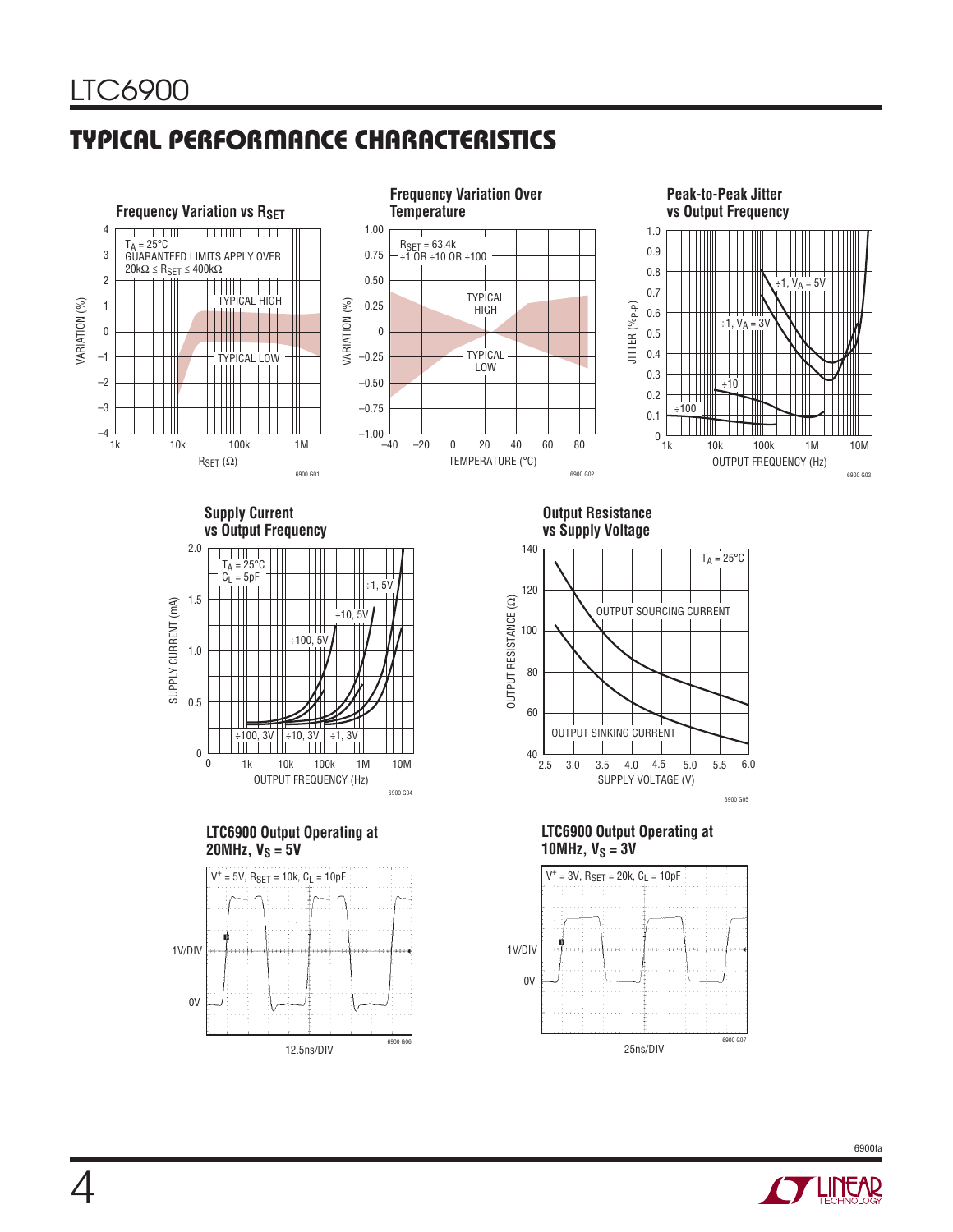## TYPICAL PERFORMANCE CHARACTERISTICS

**Frequency Variation vs $R_{SET}$**

$T_A = 25°C$
GUARANTEED LIMITS APPLY OVER
$20k\Omega \le R_{SET} \le 400k\Omega$

TYPICAL HIGH
TYPICAL LOW

VARIATION (%)
$R_{SET}$ (Ω)

6900 G01

**Frequency Variation Over Temperature**

$R_{SET}$ = 63.4k
÷1 OR ÷10 OR ÷100

TYPICAL HIGH
TYPICAL LOW

VARIATION (%)
TEMPERATURE (°C)

6900 G02

**Peak-to-Peak Jitter vs Output Frequency**

÷1, $V_A$ = 5V
÷1, $V_A$ = 3V
÷10
÷100

JITTER ($\%_{P-P}$)
OUTPUT FREQUENCY (Hz)

6900 G03

**Supply Current vs Output Frequency**

$T_A = 25°C$
$C_L$ = 5pF

÷1, 5V
÷10, 5V
÷100, 5V
÷100, 3V
÷10, 3V
÷1, 3V

SUPPLY CURRENT (mA)
OUTPUT FREQUENCY (Hz)

6900 G04

**Output Resistance vs Supply Voltage**

$T_A = 25°C$

OUTPUT SOURCING CURRENT
OUTPUT SINKING CURRENT

OUTPUT RESISTANCE (Ω)
SUPPLY VOLTAGE (V)

6900 G05

**LTC6900 Output Operating at 20MHz, $V_S$ = 5V**

$V^+$ = 5V, $R_{SET}$ = 10k, $C_L$ = 10pF

1V/DIV
0V
12.5ns/DIV

6900 G06

**LTC6900 Output Operating at 10MHz, $V_S$ = 3V**

$V^+$ = 3V, $R_{SET}$ = 20k, $C_L$ = 10pF

1V/DIV
0V
25ns/DIV

6900 G07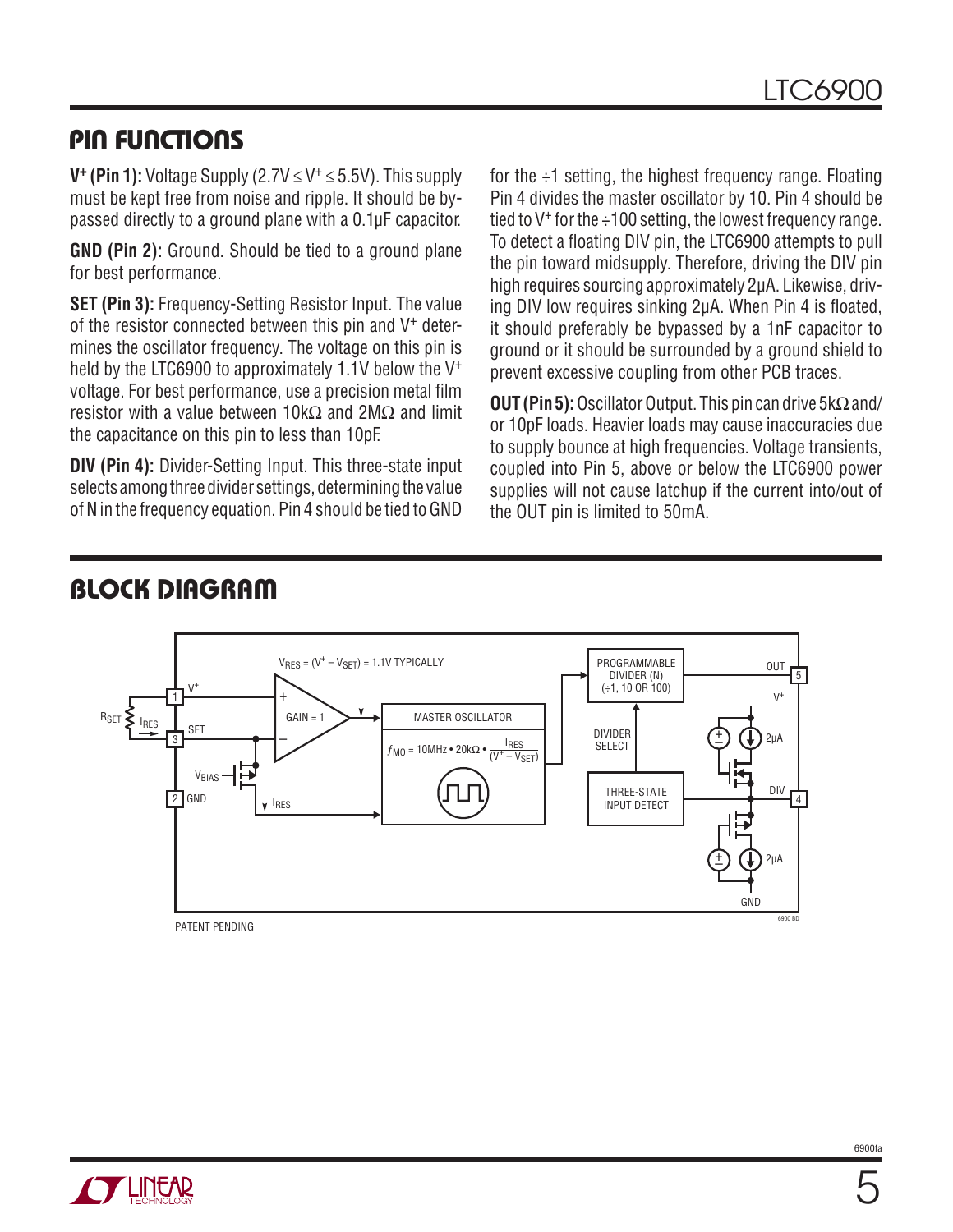## PIN FUNCTIONS

**$V^+$ (Pin 1):** Voltage Supply ($2.7V \le V^+ \le 5.5V$). This supply must be kept free from noise and ripple. It should be bypassed directly to a ground plane with a 0.1µF capacitor.

**GND (Pin 2):** Ground. Should be tied to a ground plane for best performance.

**SET (Pin 3):** Frequency-Setting Resistor Input. The value of the resistor connected between this pin and $V^+$ determines the oscillator frequency. The voltage on this pin is held by the LTC6900 to approximately 1.1V below the $V^+$ voltage. For best performance, use a precision metal film resistor with a value between 10kΩ and 2MΩ and limit the capacitance on this pin to less than 10pF.

**DIV (Pin 4):** Divider-Setting Input. This three-state input selects among three divider settings, determining the value of N in the frequency equation. Pin 4 should be tied to GND for the ÷1 setting, the highest frequency range. Floating Pin 4 divides the master oscillator by 10. Pin 4 should be tied to $V^+$ for the ÷100 setting, the lowest frequency range. To detect a floating DIV pin, the LTC6900 attempts to pull the pin toward midsupply. Therefore, driving the DIV pin high requires sourcing approximately 2µA. Likewise, driving DIV low requires sinking 2µA. When Pin 4 is floated, it should preferably be bypassed by a 1nF capacitor to ground or it should be surrounded by a ground shield to prevent excessive coupling from other PCB traces.

**OUT (Pin 5):** Oscillator Output. This pin can drive 5kΩ and/or 10pF loads. Heavier loads may cause inaccuracies due to supply bounce at high frequencies. Voltage transients, coupled into Pin 5, above or below the LTC6900 power supplies will not cause latchup if the current into/out of the OUT pin is limited to 50mA.

## BLOCK DIAGRAM

$V_{RES} = (V^+ - V_{SET}) = 1.1V$ TYPICALLY

MASTER OSCILLATOR: $f_{MO} = 10MHz \cdot 20k\Omega \cdot \frac{I_{RES}}{(V^+ - V_{SET})}$

PROGRAMMABLE DIVIDER (N) (÷1, 10 OR 100)

THREE-STATE INPUT DETECT

PATENT PENDING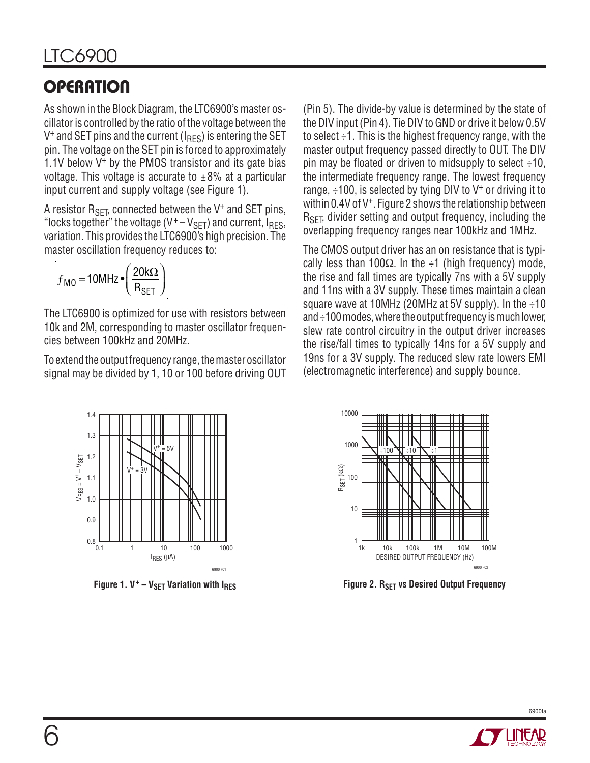## OPERATION

As shown in the Block Diagram, the LTC6900's master oscillator is controlled by the ratio of the voltage between the $V^+$ and SET pins and the current ($I_{RES}$) is entering the SET pin. The voltage on the SET pin is forced to approximately 1.1V below $V^+$ by the PMOS transistor and its gate bias voltage. This voltage is accurate to ±8% at a particular input current and supply voltage (see Figure 1).

A resistor $R_{SET}$, connected between the $V^+$ and SET pins, "locks together" the voltage ($V^+ – V_{SET}$) and current, $I_{RES}$, variation. This provides the LTC6900's high precision. The master oscillation frequency reduces to:

$$f_{MO} = 10\text{MHz} \bullet \left(\frac{20\text{k}\Omega}{R_{SET}}\right)$$

The LTC6900 is optimized for use with resistors between 10k and 2M, corresponding to master oscillator frequencies between 100kHz and 20MHz.

To extend the output frequency range, the master oscillator signal may be divided by 1, 10 or 100 before driving OUT (Pin 5). The divide-by value is determined by the state of the DIV input (Pin 4). Tie DIV to GND or drive it below 0.5V to select ÷1. This is the highest frequency range, with the master output frequency passed directly to OUT. The DIV pin may be floated or driven to midsupply to select ÷10, the intermediate frequency range. The lowest frequency range, ÷100, is selected by tying DIV to $V^+$ or driving it to within 0.4V of $V^+$. Figure 2 shows the relationship between $R_{SET}$, divider setting and output frequency, including the overlapping frequency ranges near 100kHz and 1MHz.

The CMOS output driver has an on resistance that is typically less than 100Ω. In the ÷1 (high frequency) mode, the rise and fall times are typically 7ns with a 5V supply and 11ns with a 3V supply. These times maintain a clean square wave at 10MHz (20MHz at 5V supply). In the ÷10 and ÷100 modes, where the output frequency is much lower, slew rate control circuitry in the output driver increases the rise/fall times to typically 14ns for a 5V supply and 19ns for a 3V supply. The reduced slew rate lowers EMI (electromagnetic interference) and supply bounce.

**Figure 1. $V^+ – V_{SET}$ Variation with $I_{RES}$**

**Figure 2. $R_{SET}$ vs Desired Output Frequency**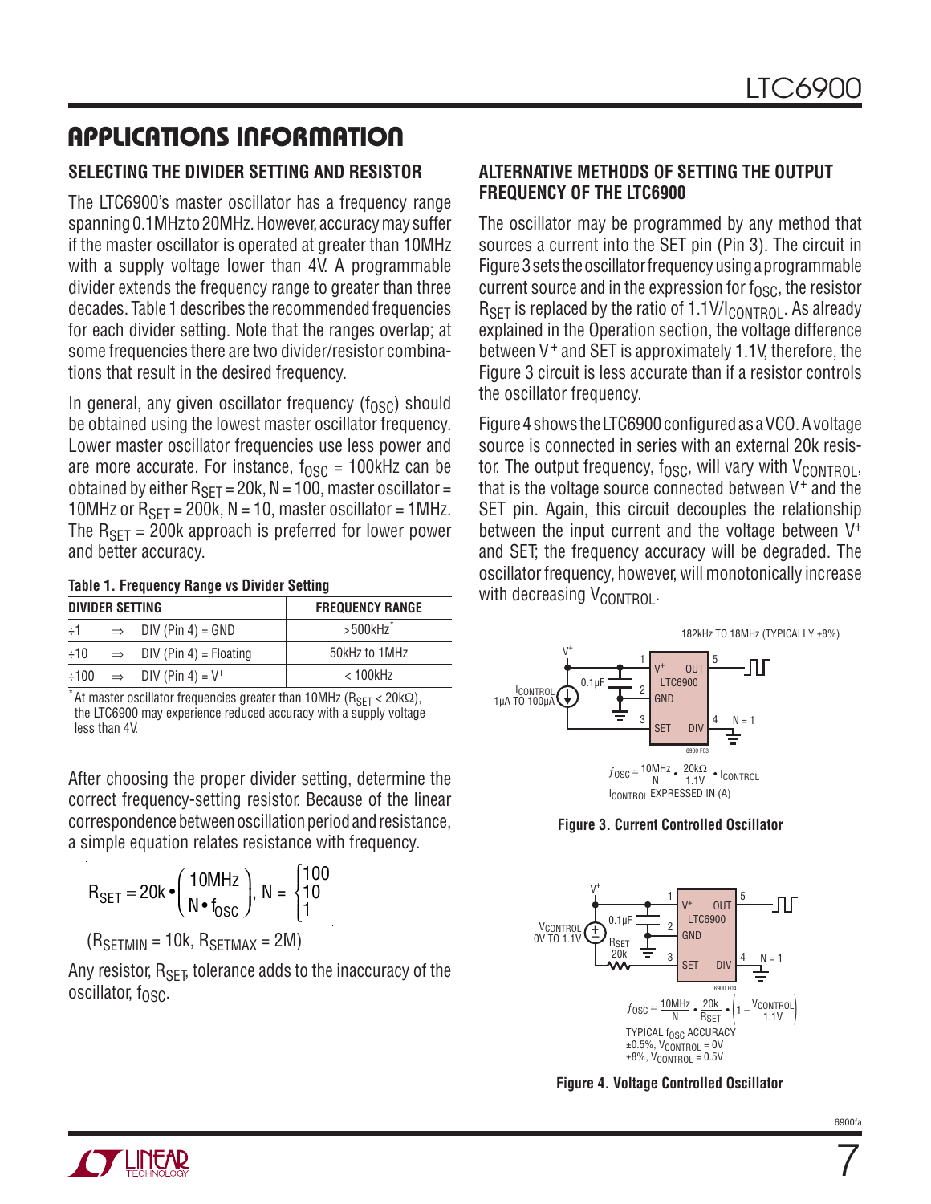## APPLICATIONS INFORMATION

### SELECTING THE DIVIDER SETTING AND RESISTOR

The LTC6900's master oscillator has a frequency range spanning 0.1MHz to 20MHz. However, accuracy may suffer if the master oscillator is operated at greater than 10MHz with a supply voltage lower than 4V. A programmable divider extends the frequency range to greater than three decades. Table 1 describes the recommended frequencies for each divider setting. Note that the ranges overlap; at some frequencies there are two divider/resistor combinations that result in the desired frequency.

In general, any given oscillator frequency ($f_{OSC}$) should be obtained using the lowest master oscillator frequency. Lower master oscillator frequencies use less power and are more accurate. For instance, $f_{OSC}$ = 100kHz can be obtained by either $R_{SET}$ = 20k, N = 100, master oscillator = 10MHz or $R_{SET}$ = 200k, N = 10, master oscillator = 1MHz. The $R_{SET}$ = 200k approach is preferred for lower power and better accuracy.

**Table 1. Frequency Range vs Divider Setting**

| DIVIDER SETTING | FREQUENCY RANGE |
|---|---|
| ÷1 ⇒ DIV (Pin 4) = GND | >500kHz* |
| ÷10 ⇒ DIV (Pin 4) = Floating | 50kHz to 1MHz |
| ÷100 ⇒ DIV (Pin 4) = V+ | < 100kHz |

*At master oscillator frequencies greater than 10MHz ($R_{SET}$ < 20kΩ), the LTC6900 may experience reduced accuracy with a supply voltage less than 4V.

After choosing the proper divider setting, determine the correct frequency-setting resistor. Because of the linear correspondence between oscillation period and resistance, a simple equation relates resistance with frequency.

$$R_{SET} = 20k \bullet \left(\frac{10MHz}{N \bullet f_{OSC}}\right), \; N = \begin{cases}100\\10\\1\end{cases}$$

($R_{SETMIN}$ = 10k, $R_{SETMAX}$ = 2M)

Any resistor, $R_{SET}$, tolerance adds to the inaccuracy of the oscillator, $f_{OSC}$.

### ALTERNATIVE METHODS OF SETTING THE OUTPUT FREQUENCY OF THE LTC6900

The oscillator may be programmed by any method that sources a current into the SET pin (Pin 3). The circuit in Figure 3 sets the oscillator frequency using a programmable current source and in the expression for $f_{OSC}$, the resistor $R_{SET}$ is replaced by the ratio of $1.1V/I_{CONTROL}$. As already explained in the Operation section, the voltage difference between $V^+$ and SET is approximately 1.1V, therefore, the Figure 3 circuit is less accurate than if a resistor controls the oscillator frequency.

Figure 4 shows the LTC6900 configured as a VCO. A voltage source is connected in series with an external 20k resistor. The output frequency, $f_{OSC}$, will vary with $V_{CONTROL}$, that is the voltage source connected between $V^+$ and the SET pin. Again, this circuit decouples the relationship between the input current and the voltage between $V^+$ and SET; the frequency accuracy will be degraded. The oscillator frequency, however, will monotonically increase with decreasing $V_{CONTROL}$.

182kHz TO 18MHz (TYPICALLY ±8%)

$$f_{OSC} \cong \frac{10MHz}{N} \bullet \frac{20k\Omega}{1.1V} \bullet I_{CONTROL}$$

$I_{CONTROL}$ EXPRESSED IN (A)

Figure 3. Current Controlled Oscillator

$$f_{OSC} \cong \frac{10MHz}{N} \bullet \frac{20k}{R_{SET}} \bullet \left(1 - \frac{V_{CONTROL}}{1.1V}\right)$$

TYPICAL $f_{OSC}$ ACCURACY
±0.5%, $V_{CONTROL}$ = 0V
±8%, $V_{CONTROL}$ = 0.5V

Figure 4. Voltage Controlled Oscillator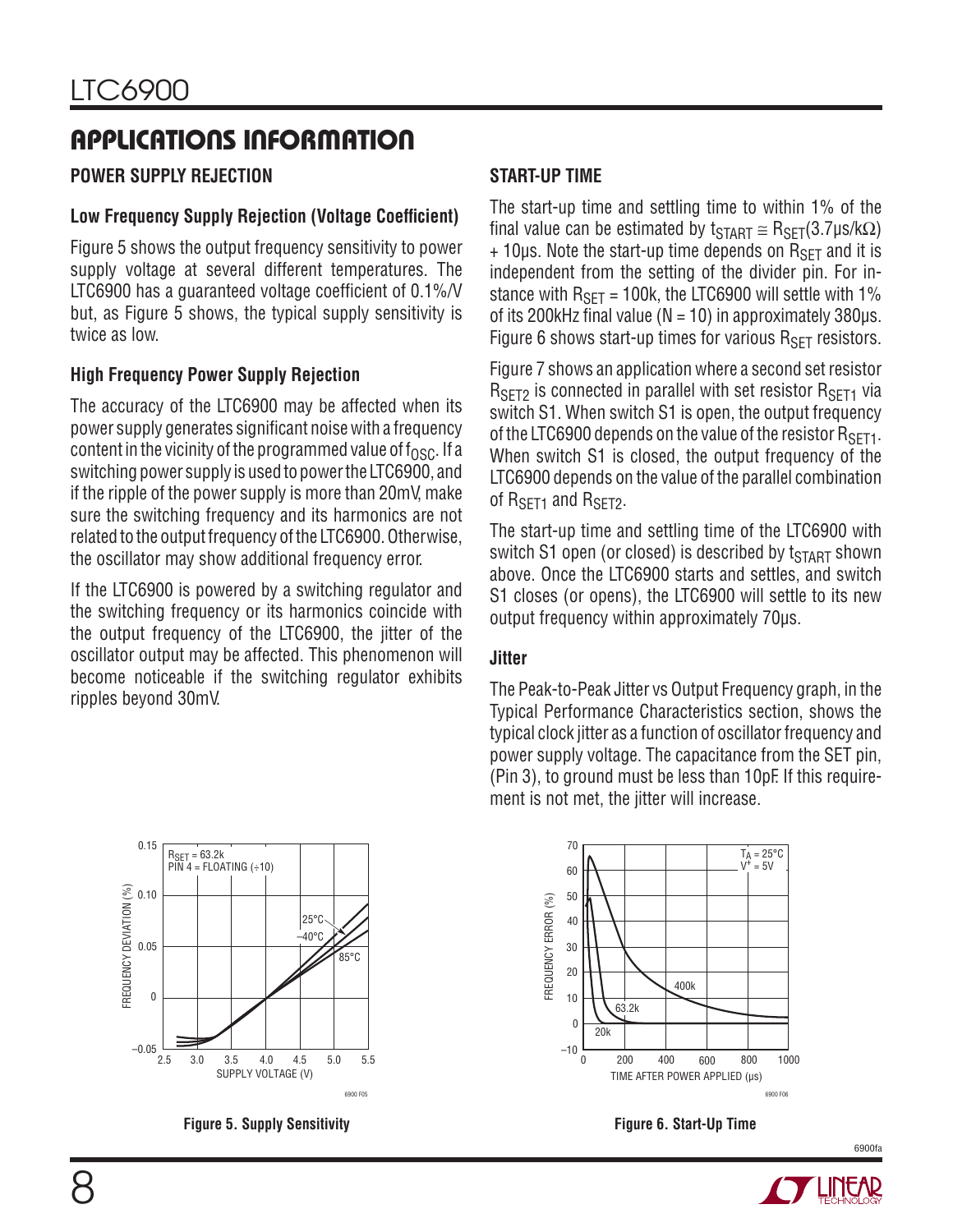## APPLICATIONS INFORMATION

### POWER SUPPLY REJECTION

#### Low Frequency Supply Rejection (Voltage Coefficient)

Figure 5 shows the output frequency sensitivity to power supply voltage at several different temperatures. The LTC6900 has a guaranteed voltage coefficient of 0.1%/V but, as Figure 5 shows, the typical supply sensitivity is twice as low.

#### High Frequency Power Supply Rejection

The accuracy of the LTC6900 may be affected when its power supply generates significant noise with a frequency content in the vicinity of the programmed value of $f_{OSC}$. If a switching power supply is used to power the LTC6900, and if the ripple of the power supply is more than 20mV, make sure the switching frequency and its harmonics are not related to the output frequency of the LTC6900. Otherwise, the oscillator may show additional frequency error.

If the LTC6900 is powered by a switching regulator and the switching frequency or its harmonics coincide with the output frequency of the LTC6900, the jitter of the oscillator output may be affected. This phenomenon will become noticeable if the switching regulator exhibits ripples beyond 30mV.

### START-UP TIME

The start-up time and settling time to within 1% of the final value can be estimated by $t_{START} \cong R_{SET}(3.7\mu s/k\Omega) + 10\mu s$. Note the start-up time depends on $R_{SET}$ and it is independent from the setting of the divider pin. For instance with $R_{SET}$ = 100k, the LTC6900 will settle with 1% of its 200kHz final value (N = 10) in approximately 380µs. Figure 6 shows start-up times for various $R_{SET}$ resistors.

Figure 7 shows an application where a second set resistor $R_{SET2}$ is connected in parallel with set resistor $R_{SET1}$ via switch S1. When switch S1 is open, the output frequency of the LTC6900 depends on the value of the resistor $R_{SET1}$. When switch S1 is closed, the output frequency of the LTC6900 depends on the value of the parallel combination of $R_{SET1}$ and $R_{SET2}$.

The start-up time and settling time of the LTC6900 with switch S1 open (or closed) is described by $t_{START}$ shown above. Once the LTC6900 starts and settles, and switch S1 closes (or opens), the LTC6900 will settle to its new output frequency within approximately 70µs.

### Jitter

The Peak-to-Peak Jitter vs Output Frequency graph, in the Typical Performance Characteristics section, shows the typical clock jitter as a function of oscillator frequency and power supply voltage. The capacitance from the SET pin, (Pin 3), to ground must be less than 10pF. If this requirement is not met, the jitter will increase.

**Figure 5. Supply Sensitivity**

**Figure 6. Start-Up Time**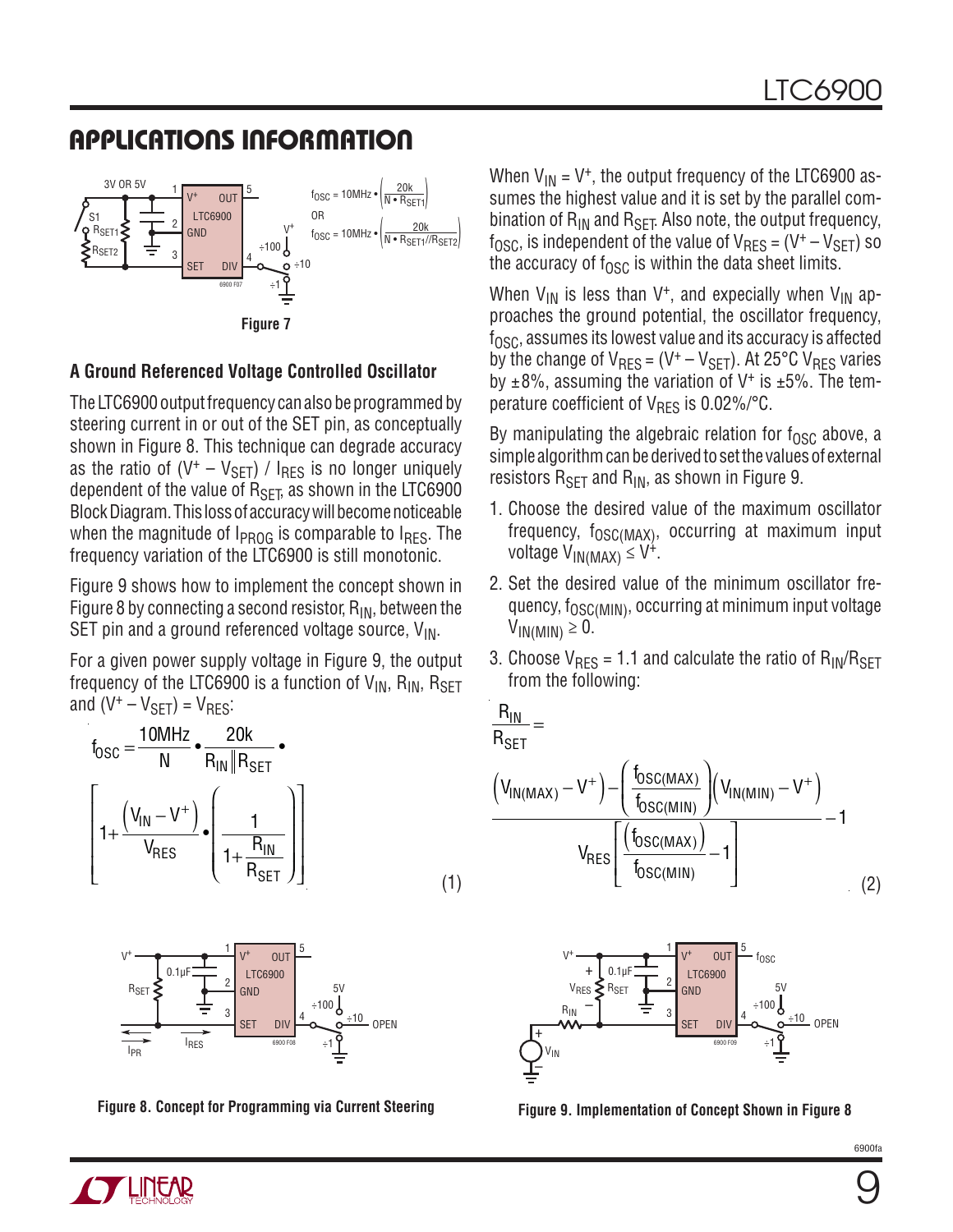## APPLICATIONS INFORMATION

Figure 7

### A Ground Referenced Voltage Controlled Oscillator

The LTC6900 output frequency can also be programmed by steering current in or out of the SET pin, as conceptually shown in Figure 8. This technique can degrade accuracy as the ratio of $(V^+ – V_{SET}) / I_{RES}$ is no longer uniquely dependent of the value of $R_{SET}$, as shown in the LTC6900 Block Diagram. This loss of accuracy will become noticeable when the magnitude of $I_{PROG}$ is comparable to $I_{RES}$. The frequency variation of the LTC6900 is still monotonic.

Figure 9 shows how to implement the concept shown in Figure 8 by connecting a second resistor, $R_{IN}$, between the SET pin and a ground referenced voltage source, $V_{IN}$.

For a given power supply voltage in Figure 9, the output frequency of the LTC6900 is a function of $V_{IN}$, $R_{IN}$, $R_{SET}$ and $(V^+ – V_{SET}) = V_{RES}$:

$$f_{OSC} = \frac{10MHz}{N} \bullet \frac{20k}{R_{IN} \| R_{SET}} \bullet \left[1 + \frac{\left(V_{IN} - V^+\right)}{V_{RES}} \bullet \left(\frac{1}{1 + \frac{R_{IN}}{R_{SET}}}\right)\right] \quad (1)$$

When $V_{IN} = V^+$, the output frequency of the LTC6900 assumes the highest value and it is set by the parallel combination of $R_{IN}$ and $R_{SET}$. Also note, the output frequency, $f_{OSC}$, is independent of the value of $V_{RES} = (V^+ – V_{SET})$ so the accuracy of $f_{OSC}$ is within the data sheet limits.

When $V_{IN}$ is less than $V^+$, and expecially when $V_{IN}$ approaches the ground potential, the oscillator frequency, $f_{OSC}$, assumes its lowest value and its accuracy is affected by the change of $V_{RES} = (V^+ – V_{SET})$. At 25°C $V_{RES}$ varies by ±8%, assuming the variation of $V^+$ is ±5%. The temperature coefficient of $V_{RES}$ is 0.02%/°C.

By manipulating the algebraic relation for $f_{OSC}$ above, a simple algorithm can be derived to set the values of external resistors $R_{SET}$ and $R_{IN}$, as shown in Figure 9.

1. Choose the desired value of the maximum oscillator frequency, $f_{OSC(MAX)}$, occurring at maximum input voltage $V_{IN(MAX)} \le V^+$.
2. Set the desired value of the minimum oscillator frequency, $f_{OSC(MIN)}$, occurring at minimum input voltage $V_{IN(MIN)} \ge 0$.
3. Choose $V_{RES} = 1.1$ and calculate the ratio of $R_{IN}/R_{SET}$ from the following:

$$\frac{R_{IN}}{R_{SET}} = \frac{\left(V_{IN(MAX)} - V^+\right) - \left(\frac{f_{OSC(MAX)}}{f_{OSC(MIN)}}\right)\left(V_{IN(MIN)} - V^+\right)}{V_{RES}\left[\left(\frac{f_{OSC(MAX)}}{f_{OSC(MIN)}}\right) - 1\right]} - 1 \quad (2)$$

Figure 8. Concept for Programming via Current Steering

Figure 9. Implementation of Concept Shown in Figure 8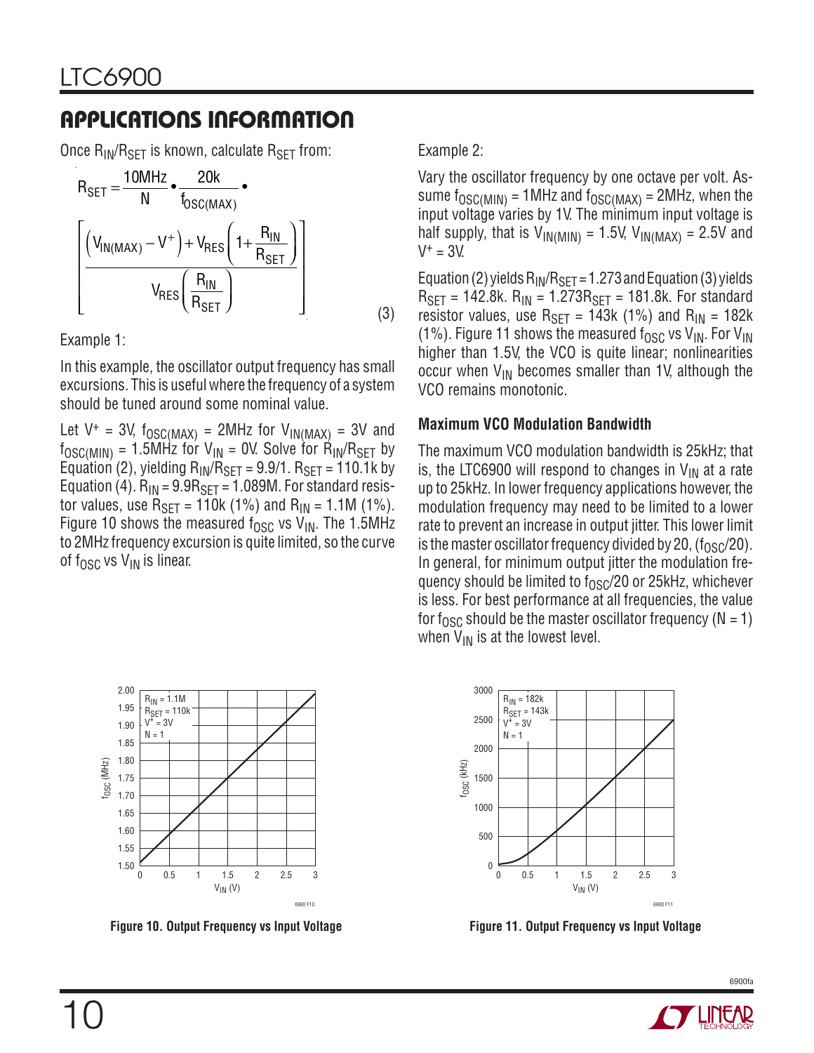## APPLICATIONS INFORMATION

Once $R_{IN}/R_{SET}$ is known, calculate $R_{SET}$ from:

$$R_{SET} = \frac{10MHz}{N} \bullet \frac{20k}{f_{OSC(MAX)}} \bullet \left[ \frac{\left(V_{IN(MAX)} - V^{+}\right) + V_{RES}\left(1 + \frac{R_{IN}}{R_{SET}}\right)}{V_{RES}\left(\frac{R_{IN}}{R_{SET}}\right)} \right] \quad (3)$$

Example 1:

In this example, the oscillator output frequency has small excursions. This is useful where the frequency of a system should be tuned around some nominal value.

Let $V^{+}$ = 3V, $f_{OSC(MAX)}$ = 2MHz for $V_{IN(MAX)}$ = 3V and $f_{OSC(MIN)}$ = 1.5MHz for $V_{IN}$ = 0V. Solve for $R_{IN}/R_{SET}$ by Equation (2), yielding $R_{IN}/R_{SET}$ = 9.9/1. $R_{SET}$ = 110.1k by Equation (4). $R_{IN}$ = 9.9$R_{SET}$ = 1.089M. For standard resistor values, use $R_{SET}$ = 110k (1%) and $R_{IN}$ = 1.1M (1%). Figure 10 shows the measured $f_{OSC}$ vs $V_{IN}$. The 1.5MHz to 2MHz frequency excursion is quite limited, so the curve of $f_{OSC}$ vs $V_{IN}$ is linear.

Example 2:

Vary the oscillator frequency by one octave per volt. Assume $f_{OSC(MIN)}$ = 1MHz and $f_{OSC(MAX)}$ = 2MHz, when the input voltage varies by 1V. The minimum input voltage is half supply, that is $V_{IN(MIN)}$ = 1.5V, $V_{IN(MAX)}$ = 2.5V and $V^{+}$ = 3V.

Equation (2) yields $R_{IN}/R_{SET}$ = 1.273 and Equation (3) yields $R_{SET}$ = 142.8k. $R_{IN}$ = 1.273$R_{SET}$ = 181.8k. For standard resistor values, use $R_{SET}$ = 143k (1%) and $R_{IN}$ = 182k (1%). Figure 11 shows the measured $f_{OSC}$ vs $V_{IN}$. For $V_{IN}$ higher than 1.5V, the VCO is quite linear; nonlinearities occur when $V_{IN}$ becomes smaller than 1V, although the VCO remains monotonic.

### Maximum VCO Modulation Bandwidth

The maximum VCO modulation bandwidth is 25kHz; that is, the LTC6900 will respond to changes in $V_{IN}$ at a rate up to 25kHz. In lower frequency applications however, the modulation frequency may need to be limited to a lower rate to prevent an increase in output jitter. This lower limit is the master oscillator frequency divided by 20, ($f_{OSC}$/20). In general, for minimum output jitter the modulation frequency should be limited to $f_{OSC}$/20 or 25kHz, whichever is less. For best performance at all frequencies, the value for $f_{OSC}$ should be the master oscillator frequency (N = 1) when $V_{IN}$ is at the lowest level.

**Figure 10. Output Frequency vs Input Voltage**

**Figure 11. Output Frequency vs Input Voltage**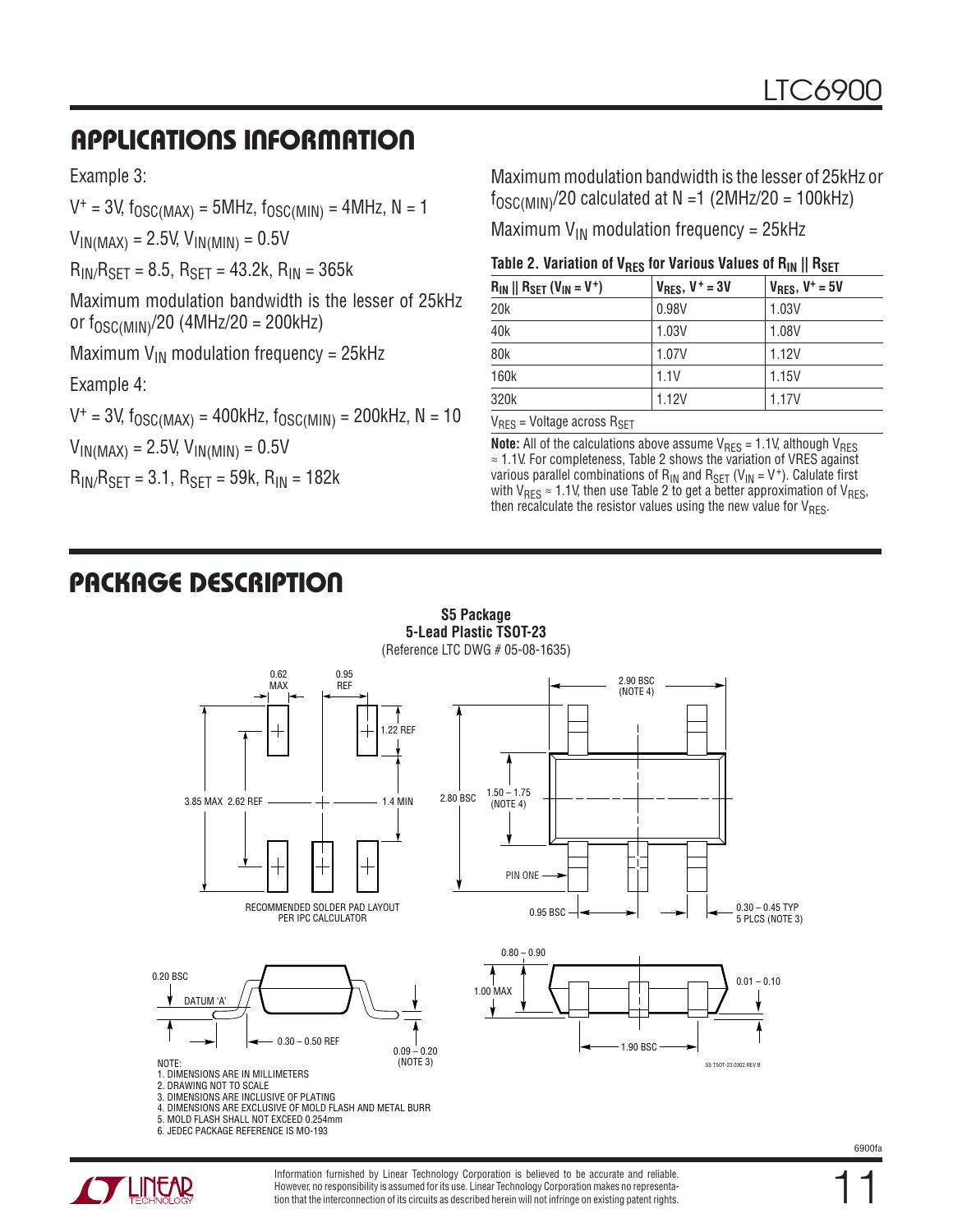## APPLICATIONS INFORMATION

Example 3:

$V^+ = 3V$, $f_{OSC(MAX)} = 5MHz$, $f_{OSC(MIN)} = 4MHz$, $N = 1$

$V_{IN(MAX)} = 2.5V$, $V_{IN(MIN)} = 0.5V$

$R_{IN}/R_{SET} = 8.5$, $R_{SET} = 43.2k$, $R_{IN} = 365k$

Maximum modulation bandwidth is the lesser of 25kHz or $f_{OSC(MIN)}/20$ (4MHz/20 = 200kHz)

Maximum $V_{IN}$ modulation frequency = 25kHz

Example 4:

$V^+ = 3V$, $f_{OSC(MAX)} = 400kHz$, $f_{OSC(MIN)} = 200kHz$, $N = 10$

$V_{IN(MAX)} = 2.5V$, $V_{IN(MIN)} = 0.5V$

$R_{IN}/R_{SET} = 3.1$, $R_{SET} = 59k$, $R_{IN} = 182k$

Maximum modulation bandwidth is the lesser of 25kHz or $f_{OSC(MIN)}/20$ calculated at N =1 (2MHz/20 = 100kHz)

Maximum $V_{IN}$ modulation frequency = 25kHz

**Table 2. Variation of $V_{RES}$ for Various Values of $R_{IN}$ || $R_{SET}$**

| $R_{IN}$ \|\| $R_{SET}$ ($V_{IN} = V^+$) | $V_{RES}$, $V^+ = 3V$ | $V_{RES}$, $V^+ = 5V$ |
|---|---|---|
| 20k | 0.98V | 1.03V |
| 40k | 1.03V | 1.08V |
| 80k | 1.07V | 1.12V |
| 160k | 1.1V | 1.15V |
| 320k | 1.12V | 1.17V |

$V_{RES}$ = Voltage across $R_{SET}$

**Note:** All of the calculations above assume $V_{RES} = 1.1V$, although $V_{RES} \approx 1.1V$. For completeness, Table 2 shows the variation of VRES against various parallel combinations of $R_{IN}$ and $R_{SET}$ ($V_{IN} = V^+$). Calulate first with $V_{RES} \approx 1.1V$, then use Table 2 to get a better approximation of $V_{RES}$, then recalculate the resistor values using the new value for $V_{RES}$.

## PACKAGE DESCRIPTION

**S5 Package**
**5-Lead Plastic TSOT-23**
(Reference LTC DWG # 05-08-1635)

RECOMMENDED SOLDER PAD LAYOUT PER IPC CALCULATOR

0.62 MAX; 0.95 REF; 1.22 REF; 3.85 MAX; 2.62 REF; 1.4 MIN; 2.90 BSC (NOTE 4); 2.80 BSC; 1.50 – 1.75 (NOTE 4); PIN ONE; 0.95 BSC; 0.30 – 0.45 TYP 5 PLCS (NOTE 3); 0.20 BSC; DATUM 'A'; 0.30 – 0.50 REF; 0.09 – 0.20 (NOTE 3); 0.80 – 0.90; 1.00 MAX; 0.01 – 0.10; 1.90 BSC

S5 TSOT-23 0302 REV B

NOTE:
1. DIMENSIONS ARE IN MILLIMETERS
2. DRAWING NOT TO SCALE
3. DIMENSIONS ARE INCLUSIVE OF PLATING
4. DIMENSIONS ARE EXCLUSIVE OF MOLD FLASH AND METAL BURR
5. MOLD FLASH SHALL NOT EXCEED 0.254mm
6. JEDEC PACKAGE REFERENCE IS MO-193

Information furnished by Linear Technology Corporation is believed to be accurate and reliable. However, no responsibility is assumed for its use. Linear Technology Corporation makes no representation that the interconnection of its circuits as described herein will not infringe on existing patent rights.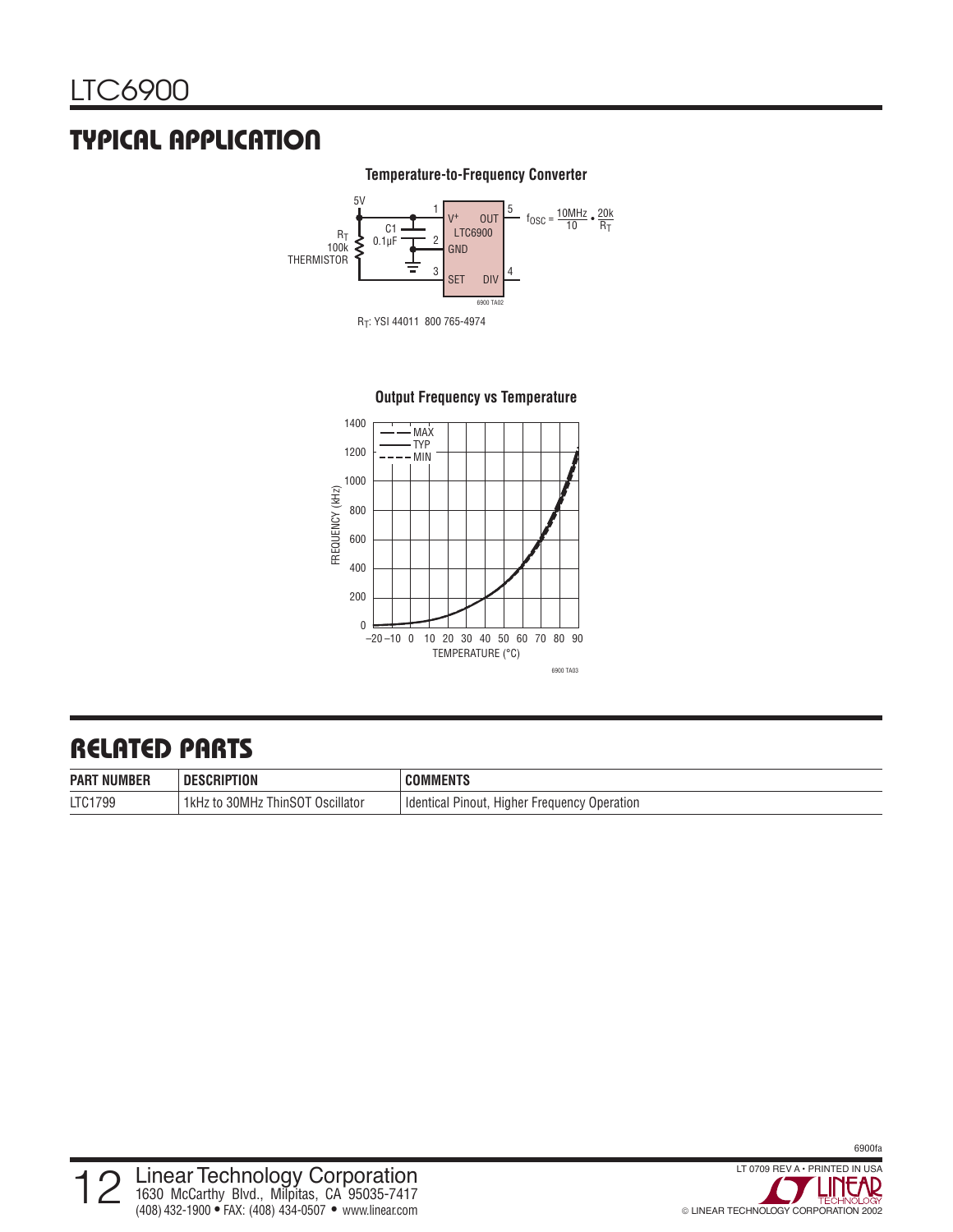## TYPICAL APPLICATION

**Temperature-to-Frequency Converter**

5V

1 V+ OUT 5

LTC6900

C1 0.1μF

2 GND

$R_T$ 100k THERMISTOR

3 SET DIV 4

$f_{OSC} = \frac{10MHz}{10} \cdot \frac{20k}{R_T}$

6900 TA02

$R_T$: YSI 44011 800 765-4974

**Output Frequency vs Temperature**

MAX
TYP
MIN

FREQUENCY (kHz)

1400
1200
1000
800
600
400
200
0

–20 –10 0 10 20 30 40 50 60 70 80 90

TEMPERATURE (°C)

6900 TA03

## RELATED PARTS

| PART NUMBER | DESCRIPTION | COMMENTS |
|---|---|---|
| LTC1799 | 1kHz to 30MHz ThinSOT Oscillator | Identical Pinout, Higher Frequency Operation |

Linear Technology Corporation
1630 McCarthy Blvd., Milpitas, CA 95035-7417
(408) 432-1900 • FAX: (408) 434-0507 • www.linear.com

LT 0709 REV A • PRINTED IN USA

© LINEAR TECHNOLOGY CORPORATION 2002